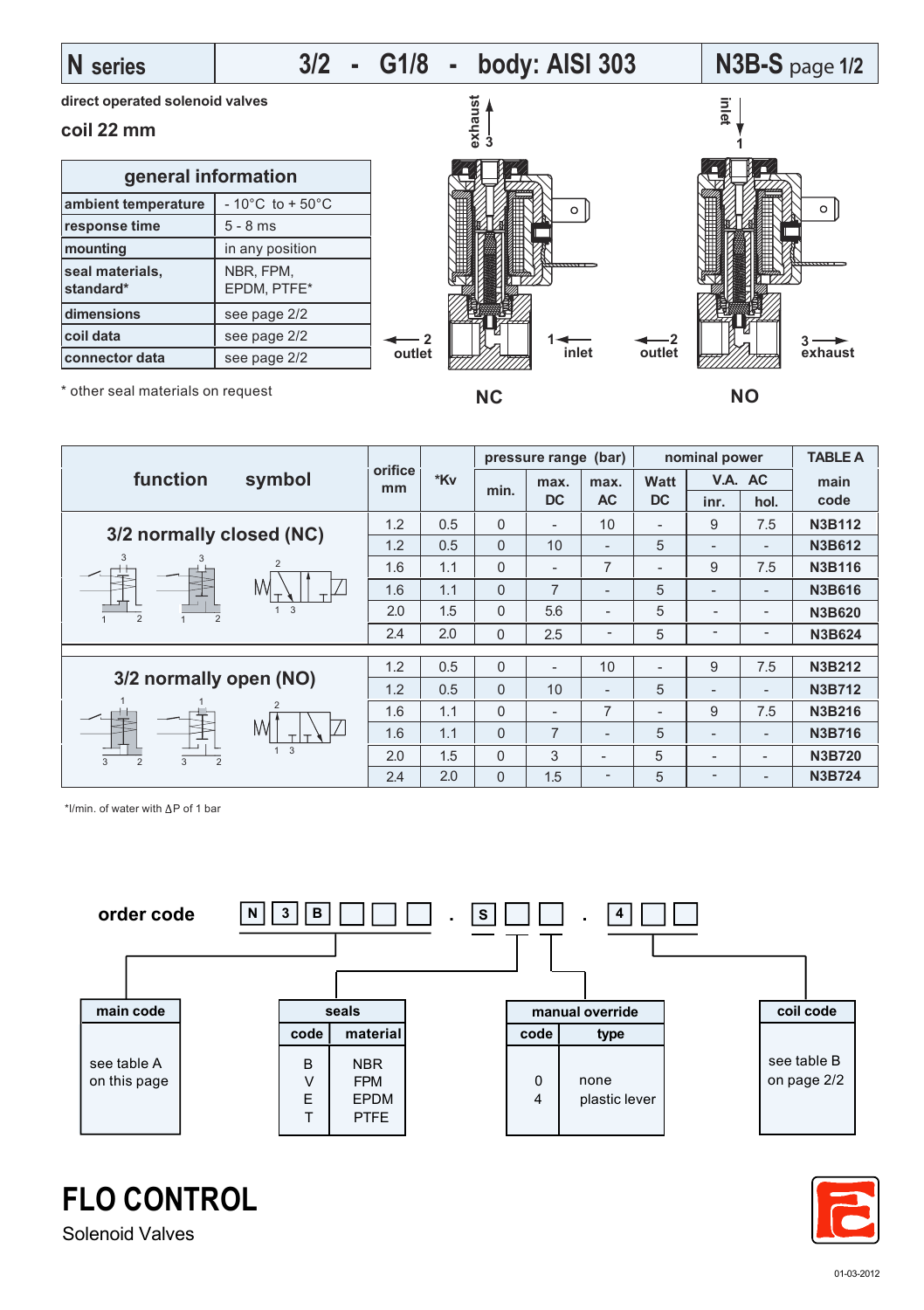# N series — 3/2 - G1/8 - body: AISI 303 — N3B-S page 1/2

direct operated solenoid valves

**coil 22 mm**

| general information | |
|---|---|
| ambient temperature | - 10°C to + 50°C |
| response time | 5 - 8 ms |
| mounting | in any position |
| seal materials, standard* | NBR, FPM, EPDM, PTFE* |
| dimensions | see page 2/2 |
| coil data | see page 2/2 |
| connector data | see page 2/2 |

\* other seal materials on request

exhaust 3 — inlet 1 — 2 outlet — NC

inlet 1 — 2 outlet — 3 exhaust — NO

| function symbol | orifice mm | *Kv | pressure range (bar) | | | nominal power | | | TABLE A |
|---|---|---|---|---|---|---|---|---|---|
| | | | min. | max. DC | max. AC | Watt DC | V.A. AC inr. | V.A. AC hol. | main code |
| 3/2 normally closed (NC) | 1.2 | 0.5 | 0 | - | 10 | - | 9 | 7.5 | N3B112 |
| | 1.2 | 0.5 | 0 | 10 | - | 5 | - | - | N3B612 |
| | 1.6 | 1.1 | 0 | - | 7 | - | 9 | 7.5 | N3B116 |
| | 1.6 | 1.1 | 0 | 7 | - | 5 | - | - | N3B616 |
| | 2.0 | 1.5 | 0 | 5.6 | - | 5 | - | - | N3B620 |
| | 2.4 | 2.0 | 0 | 2.5 | - | 5 | - | - | N3B624 |
| 3/2 normally open (NO) | 1.2 | 0.5 | 0 | - | 10 | - | 9 | 7.5 | N3B212 |
| | 1.2 | 0.5 | 0 | 10 | - | 5 | - | - | N3B712 |
| | 1.6 | 1.1 | 0 | - | 7 | - | 9 | 7.5 | N3B216 |
| | 1.6 | 1.1 | 0 | 7 | - | 5 | - | - | N3B716 |
| | 2.0 | 1.5 | 0 | 3 | - | 5 | - | - | N3B720 |
| | 2.4 | 2.0 | 0 | 1.5 | - | 5 | - | - | N3B724 |

*l/min. of water with ΔP of 1 bar

**order code** N 3 B ☐ ☐ ☐ . S ☐ ☐ . 4 ☐ ☐

| main code |
|---|
| see table A on this page |

| seals | |
|---|---|
| code | material |
| B | NBR |
| V | FPM |
| E | EPDM |
| T | PTFE |

| manual override | |
|---|---|
| code | type |
| 0 | none |
| 4 | plastic lever |

| coil code |
|---|
| see table B on page 2/2 |

**FLO CONTROL**

Solenoid Valves

01-03-2012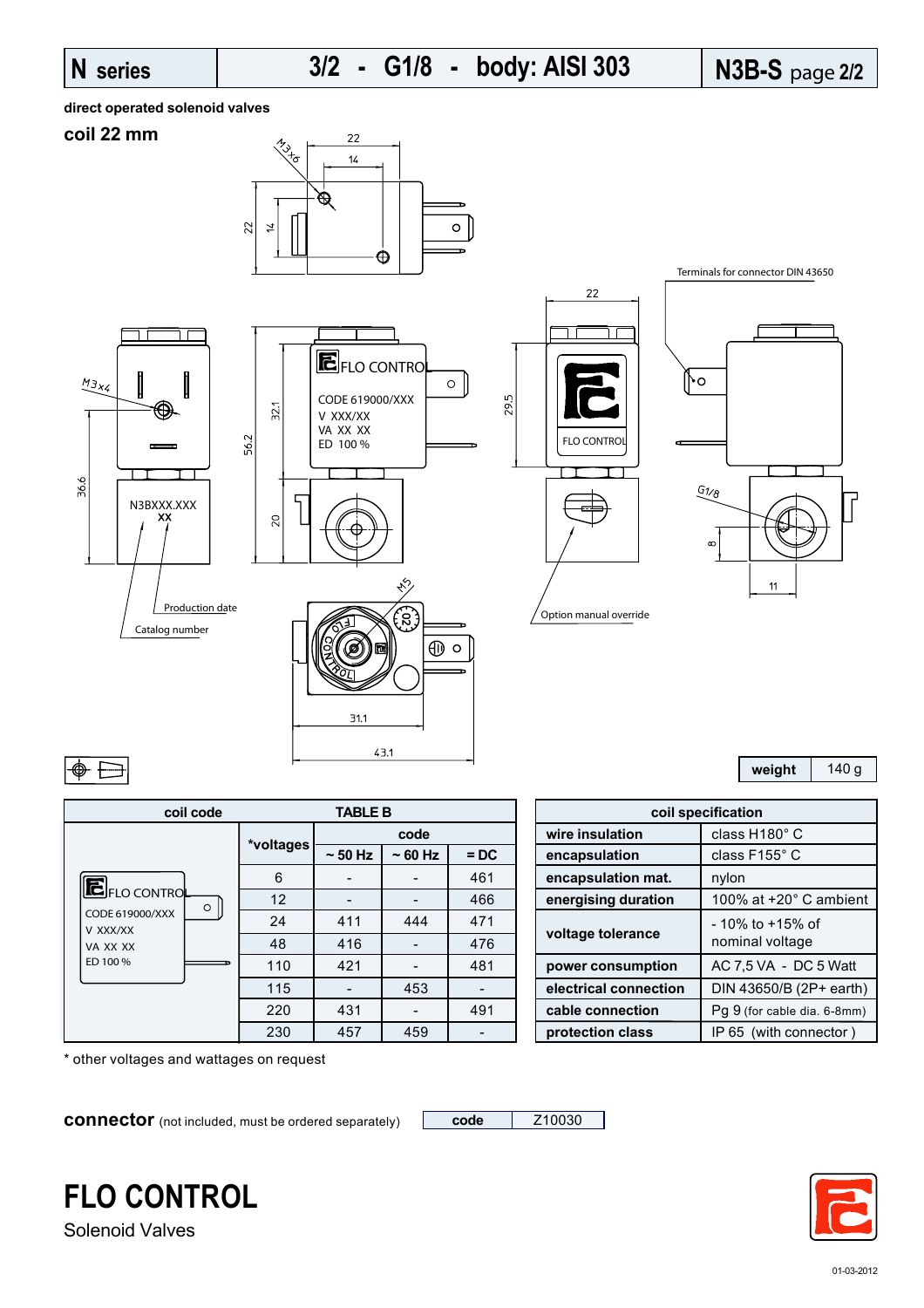# N series — 3/2 - G1/8 - body: AISI 303 — N3B-S

**direct operated solenoid valves**

## coil 22 mm

M3x6
22
14
22
14

Terminals for connector DIN 43650

M3x4
36.6
N3BXXX.XXX
XX
Production date
Catalog number

56.2
32.1
20
FLO CONTROL
CODE 619000/XXX
V XXX/XX
VA XX XX
ED 100 %

22
29.5
FLO CONTROL
Option manual override

G1/8
8
11

M5
31.1
43.1

| weight | 140 g |
|---|---|

| coil code | TABLE B | | | |
|---|---|---|---|---|
| | *voltages | code | | |
| | | ~ 50 Hz | ~ 60 Hz | = DC |
| FLO CONTROL CODE 619000/XXX V XXX/XX VA XX XX ED 100 % | 6 | - | - | 461 |
| | 12 | - | - | 466 |
| | 24 | 411 | 444 | 471 |
| | 48 | 416 | - | 476 |
| | 110 | 421 | - | 481 |
| | 115 | - | 453 | - |
| | 220 | 431 | - | 491 |
| | 230 | 457 | 459 | - |

\* other voltages and wattages on request

| coil specification | |
|---|---|
| **wire insulation** | class H180° C |
| **encapsulation** | class F155° C |
| **encapsulation mat.** | nylon |
| **energising duration** | 100% at +20° C ambient |
| **voltage tolerance** | - 10% to +15% of nominal voltage |
| **power consumption** | AC 7,5 VA - DC 5 Watt |
| **electrical connection** | DIN 43650/B (2P+ earth) |
| **cable connection** | Pg 9 (for cable dia. 6-8mm) |
| **protection class** | IP 65 (with connector ) |

**connector** (not included, must be ordered separately)

| code | Z10030 |
|---|---|

**FLO CONTROL**
Solenoid Valves

01-03-2012